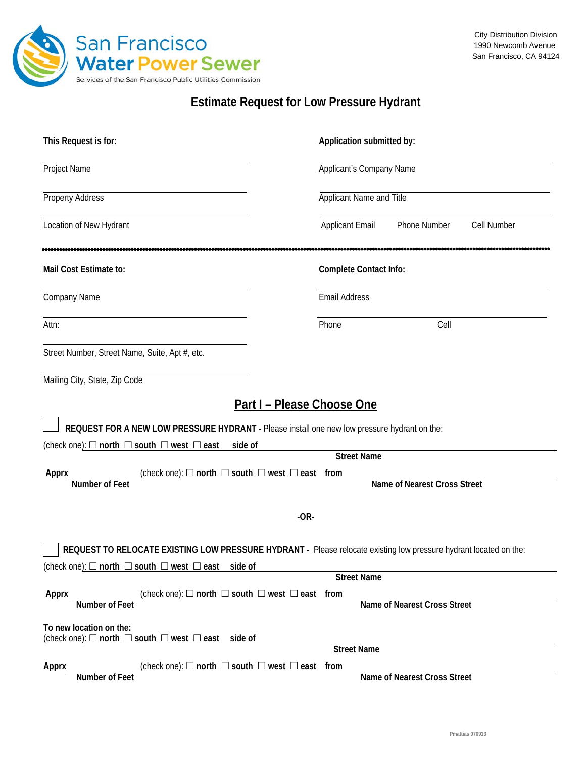San Francisco Water Power Sewer
Services of the San Francisco Public Utilities Commission

City Distribution Division
1990 Newcomb Avenue
San Francisco, CA 94124

# Estimate Request for Low Pressure Hydrant

**This Request is for:**

Project Name

Property Address

Location of New Hydrant

**Application submitted by:**

Applicant's Company Name

Applicant Name and Title

Applicant Email    Phone Number    Cell Number

---

**Mail Cost Estimate to:**

Company Name

Attn:

Street Number, Street Name, Suite, Apt #, etc.

Mailing City, State, Zip Code

**Complete Contact Info:**

Email Address

Phone    Cell

## Part I – Please Choose One

☐ **REQUEST FOR A NEW LOW PRESSURE HYDRANT -** Please install one new low pressure hydrant on the:

(check one): ☐ **north** ☐ **south** ☐ **west** ☐ **east** **side of** ______________________
**Street Name**

**Apprx** __________ (check one): ☐ **north** ☐ **south** ☐ **west** ☐ **east** **from** ______________________
**Number of Feet**    **Name of Nearest Cross Street**

**-OR-**

☐ **REQUEST TO RELOCATE EXISTING LOW PRESSURE HYDRANT -** Please relocate existing low pressure hydrant located on the:

(check one): ☐ **north** ☐ **south** ☐ **west** ☐ **east** **side of** ______________________
**Street Name**

**Apprx** __________ (check one): ☐ **north** ☐ **south** ☐ **west** ☐ **east** **from** ______________________
**Number of Feet**    **Name of Nearest Cross Street**

**To new location on the:**
(check one): ☐ **north** ☐ **south** ☐ **west** ☐ **east** **side of** ______________________
**Street Name**

**Apprx** __________ (check one): ☐ **north** ☐ **south** ☐ **west** ☐ **east** **from** ______________________
**Number of Feet**    **Name of Nearest Cross Street**

Pmattias 070913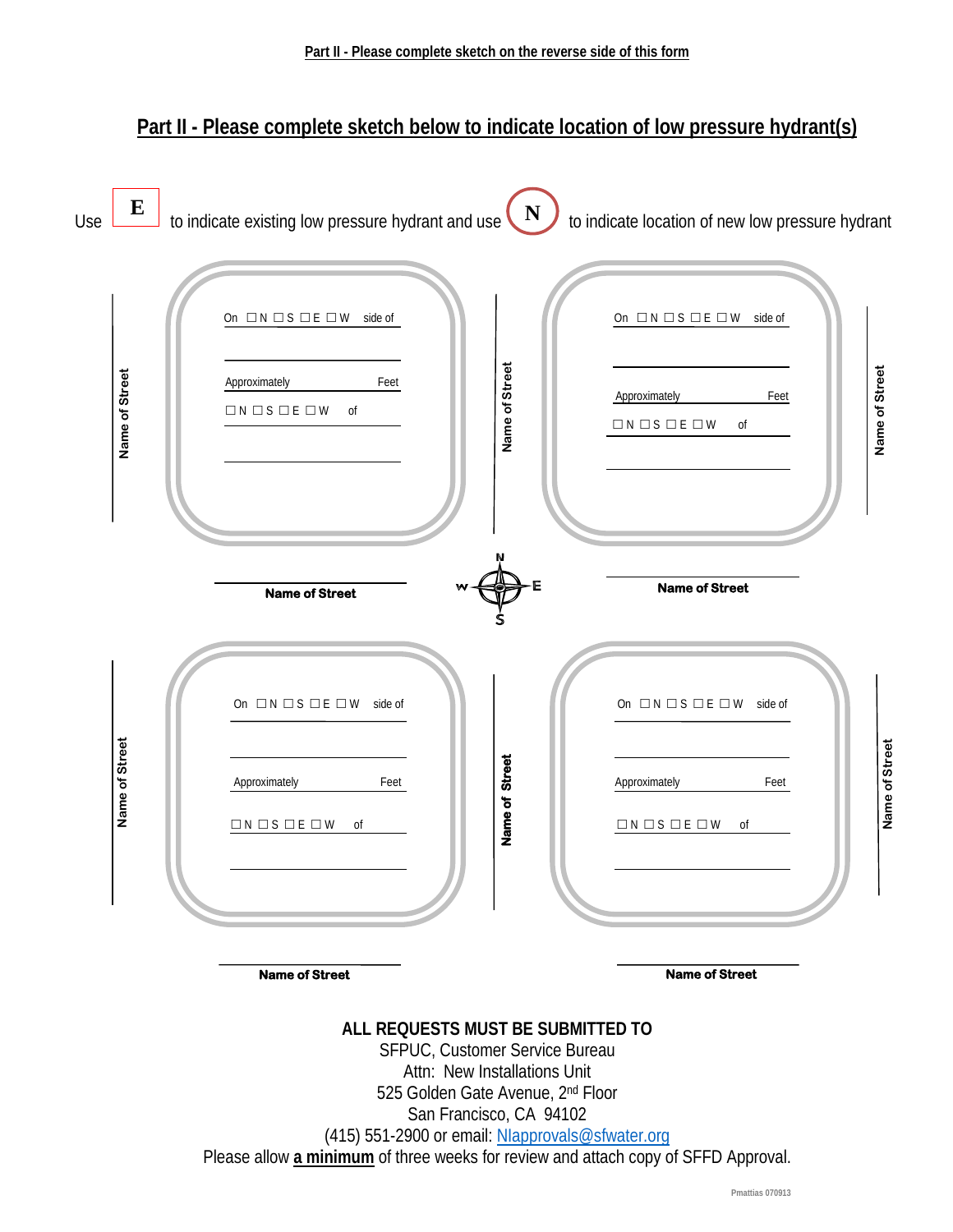**Part II - Please complete sketch on the reverse side of this form**

## Part II - Please complete sketch below to indicate location of low pressure hydrant(s)

Use **E** to indicate existing low pressure hydrant and use **N** to indicate location of new low pressure hydrant

Name of Street

On ☐ N ☐ S ☐ E ☐ W side of

Approximately Feet

☐ N ☐ S ☐ E ☐ W of

Name of Street

On ☐ N ☐ S ☐ E ☐ W side of

Approximately Feet

☐ N ☐ S ☐ E ☐ W of

Name of Street

**Name of Street**

N
W E
S

**Name of Street**

Name of Street

On ☐ N ☐ S ☐ E ☐ W side of

Approximately Feet

☐ N ☐ S ☐ E ☐ W of

Name of Street

On ☐ N ☐ S ☐ E ☐ W side of

Approximately Feet

☐ N ☐ S ☐ E ☐ W of

Name of Street

**Name of Street**

**Name of Street**

**ALL REQUESTS MUST BE SUBMITTED TO**
SFPUC, Customer Service Bureau
Attn: New Installations Unit
525 Golden Gate Avenue, 2nd Floor
San Francisco, CA 94102
(415) 551-2900 or email: NIapprovals@sfwater.org
Please allow **a minimum** of three weeks for review and attach copy of SFFD Approval.

Pmattias 070913